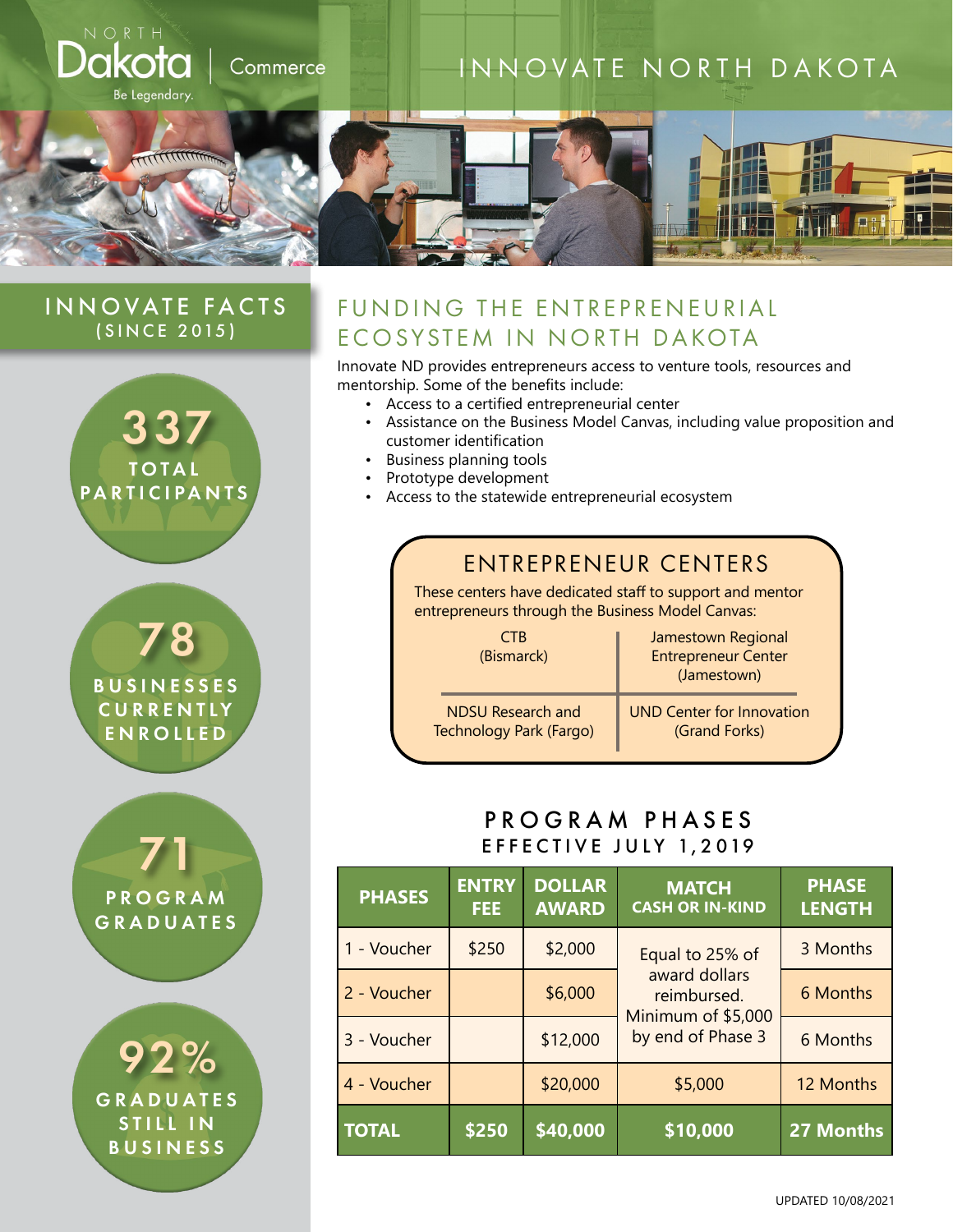NORTH Dakota | Commerce

Be Legendary.

# INNOVATE NORTH DAKOTA

## INNOVATE FACTS (SINCE 2015)

**337** TOTAL PARTICIPANTS

**78** BUSINESSES CURRENTLY ENROLLED

**71** PROGRAM GRADUATES

**92%** GRADUATES STILL IN BUSINESS

## FUNDING THE ENTREPRENEURIAL ECOSYSTEM IN NORTH DAKOTA

Innovate ND provides entrepreneurs access to venture tools, resources and mentorship. Some of the benefits include:

- Access to a certified entrepreneurial center
- Assistance on the Business Model Canvas, including value proposition and customer identification
- Business planning tools
- Prototype development
- Access to the statewide entrepreneurial ecosystem

### ENTREPRENEUR CENTERS

These centers have dedicated staff to support and mentor entrepreneurs through the Business Model Canvas:

| | |
|---|---|
| CTB (Bismarck) | Jamestown Regional Entrepreneur Center (Jamestown) |
| NDSU Research and Technology Park (Fargo) | UND Center for Innovation (Grand Forks) |

### PROGRAM PHASES

EFFECTIVE JULY 1, 2019

| PHASES | ENTRY FEE | DOLLAR AWARD | MATCH CASH OR IN-KIND | PHASE LENGTH |
|---|---|---|---|---|
| 1 - Voucher | $250 | $2,000 | Equal to 25% of award dollars reimbursed. Minimum of $5,000 by end of Phase 3 | 3 Months |
| 2 - Voucher | | $6,000 | | 6 Months |
| 3 - Voucher | | $12,000 | | 6 Months |
| 4 - Voucher | | $20,000 | $5,000 | 12 Months |
| **TOTAL** | **$250** | **$40,000** | **$10,000** | **27 Months** |

UPDATED 10/08/2021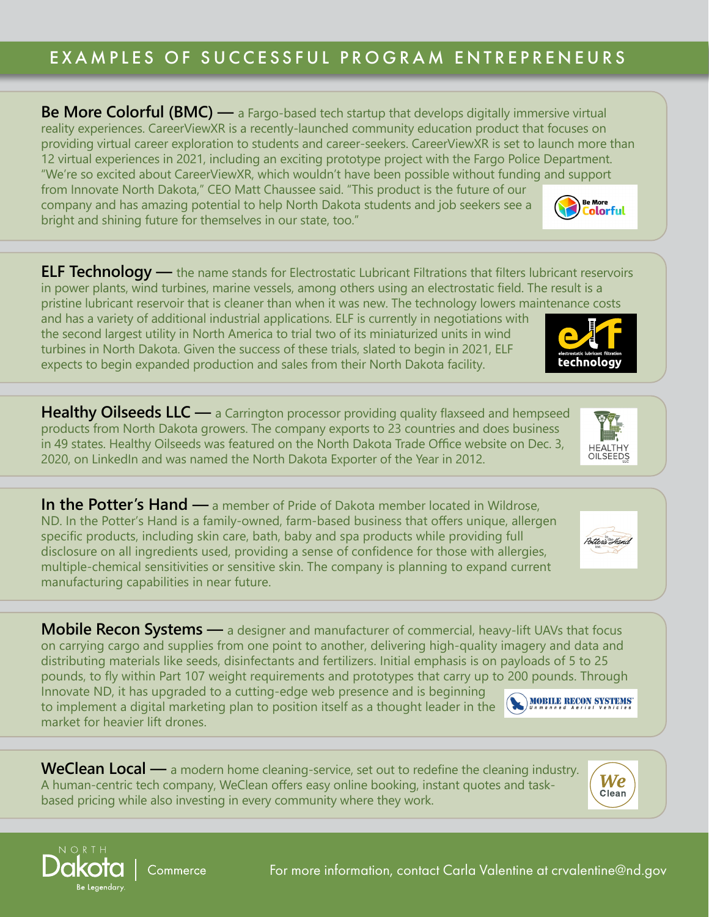## EXAMPLES OF SUCCESSFUL PROGRAM ENTREPRENEURS

**Be More Colorful (BMC) —** a Fargo-based tech startup that develops digitally immersive virtual reality experiences. CareerViewXR is a recently-launched community education product that focuses on providing virtual career exploration to students and career-seekers. CareerViewXR is set to launch more than 12 virtual experiences in 2021, including an exciting prototype project with the Fargo Police Department. "We're so excited about CareerViewXR, which wouldn't have been possible without funding and support from Innovate North Dakota," CEO Matt Chaussee said. "This product is the future of our company and has amazing potential to help North Dakota students and job seekers see a bright and shining future for themselves in our state, too."

**ELF Technology —** the name stands for Electrostatic Lubricant Filtrations that filters lubricant reservoirs in power plants, wind turbines, marine vessels, among others using an electrostatic field. The result is a pristine lubricant reservoir that is cleaner than when it was new. The technology lowers maintenance costs and has a variety of additional industrial applications. ELF is currently in negotiations with the second largest utility in North America to trial two of its miniaturized units in wind turbines in North Dakota. Given the success of these trials, slated to begin in 2021, ELF expects to begin expanded production and sales from their North Dakota facility.

**Healthy Oilseeds LLC —** a Carrington processor providing quality flaxseed and hempseed products from North Dakota growers. The company exports to 23 countries and does business in 49 states. Healthy Oilseeds was featured on the North Dakota Trade Office website on Dec. 3, 2020, on LinkedIn and was named the North Dakota Exporter of the Year in 2012.

**In the Potter's Hand —** a member of Pride of Dakota member located in Wildrose, ND. In the Potter's Hand is a family-owned, farm-based business that offers unique, allergen specific products, including skin care, bath, baby and spa products while providing full disclosure on all ingredients used, providing a sense of confidence for those with allergies, multiple-chemical sensitivities or sensitive skin. The company is planning to expand current manufacturing capabilities in near future.

**Mobile Recon Systems —** a designer and manufacturer of commercial, heavy-lift UAVs that focus on carrying cargo and supplies from one point to another, delivering high-quality imagery and data and distributing materials like seeds, disinfectants and fertilizers. Initial emphasis is on payloads of 5 to 25 pounds, to fly within Part 107 weight requirements and prototypes that carry up to 200 pounds. Through Innovate ND, it has upgraded to a cutting-edge web presence and is beginning to implement a digital marketing plan to position itself as a thought leader in the market for heavier lift drones.

**WeClean Local —** a modern home cleaning-service, set out to redefine the cleaning industry. A human-centric tech company, WeClean offers easy online booking, instant quotes and task-based pricing while also investing in every community where they work.

North Dakota | Commerce

For more information, contact Carla Valentine at crvalentine@nd.gov